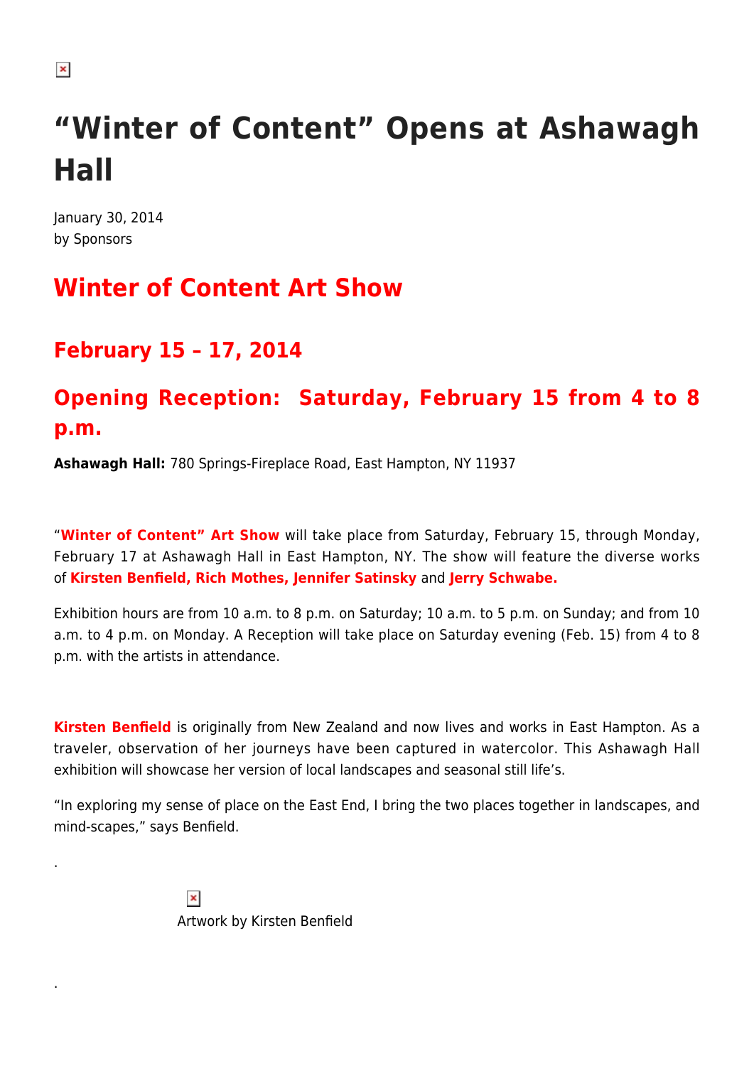# “Winter of Content” Opens at Ashawagh Hall

January 30, 2014
by Sponsors

## Winter of Content Art Show

## February 15 – 17, 2014

## Opening Reception:  Saturday, February 15 from 4 to 8 p.m.

**Ashawagh Hall:** 780 Springs-Fireplace Road, East Hampton, NY 11937

“**Winter of Content” Art Show** will take place from Saturday, February 15, through Monday, February 17 at Ashawagh Hall in East Hampton, NY. The show will feature the diverse works of **Kirsten Benfield, Rich Mothes, Jennifer Satinsky** and **Jerry Schwabe.**

Exhibition hours are from 10 a.m. to 8 p.m. on Saturday; 10 a.m. to 5 p.m. on Sunday; and from 10 a.m. to 4 p.m. on Monday. A Reception will take place on Saturday evening (Feb. 15) from 4 to 8 p.m. with the artists in attendance.

**Kirsten Benfield** is originally from New Zealand and now lives and works in East Hampton. As a traveler, observation of her journeys have been captured in watercolor. This Ashawagh Hall exhibition will showcase her version of local landscapes and seasonal still life’s.

“In exploring my sense of place on the East End, I bring the two places together in landscapes, and mind-scapes,” says Benfield.

.

Artwork by Kirsten Benfield

.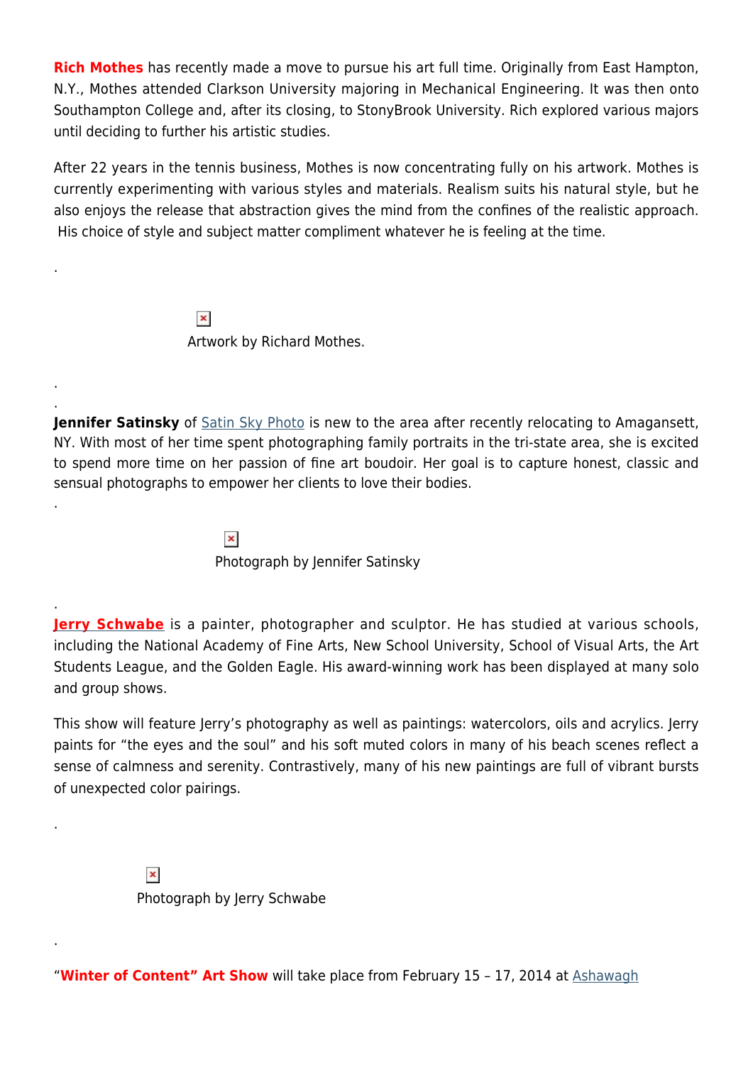**Rich Mothes** has recently made a move to pursue his art full time. Originally from East Hampton, N.Y., Mothes attended Clarkson University majoring in Mechanical Engineering. It was then onto Southampton College and, after its closing, to StonyBrook University. Rich explored various majors until deciding to further his artistic studies.

After 22 years in the tennis business, Mothes is now concentrating fully on his artwork. Mothes is currently experimenting with various styles and materials. Realism suits his natural style, but he also enjoys the release that abstraction gives the mind from the confines of the realistic approach. His choice of style and subject matter compliment whatever he is feeling at the time.

.

Artwork by Richard Mothes.

.

.

**Jennifer Satinsky** of Satin Sky Photo is new to the area after recently relocating to Amagansett, NY. With most of her time spent photographing family portraits in the tri-state area, she is excited to spend more time on her passion of fine art boudoir. Her goal is to capture honest, classic and sensual photographs to empower her clients to love their bodies.

.

Photograph by Jennifer Satinsky

.

**Jerry Schwabe** is a painter, photographer and sculptor. He has studied at various schools, including the National Academy of Fine Arts, New School University, School of Visual Arts, the Art Students League, and the Golden Eagle. His award-winning work has been displayed at many solo and group shows.

This show will feature Jerry's photography as well as paintings: watercolors, oils and acrylics. Jerry paints for "the eyes and the soul" and his soft muted colors in many of his beach scenes reflect a sense of calmness and serenity. Contrastively, many of his new paintings are full of vibrant bursts of unexpected color pairings.

.

Photograph by Jerry Schwabe

.

"**Winter of Content" Art Show** will take place from February 15 – 17, 2014 at Ashawagh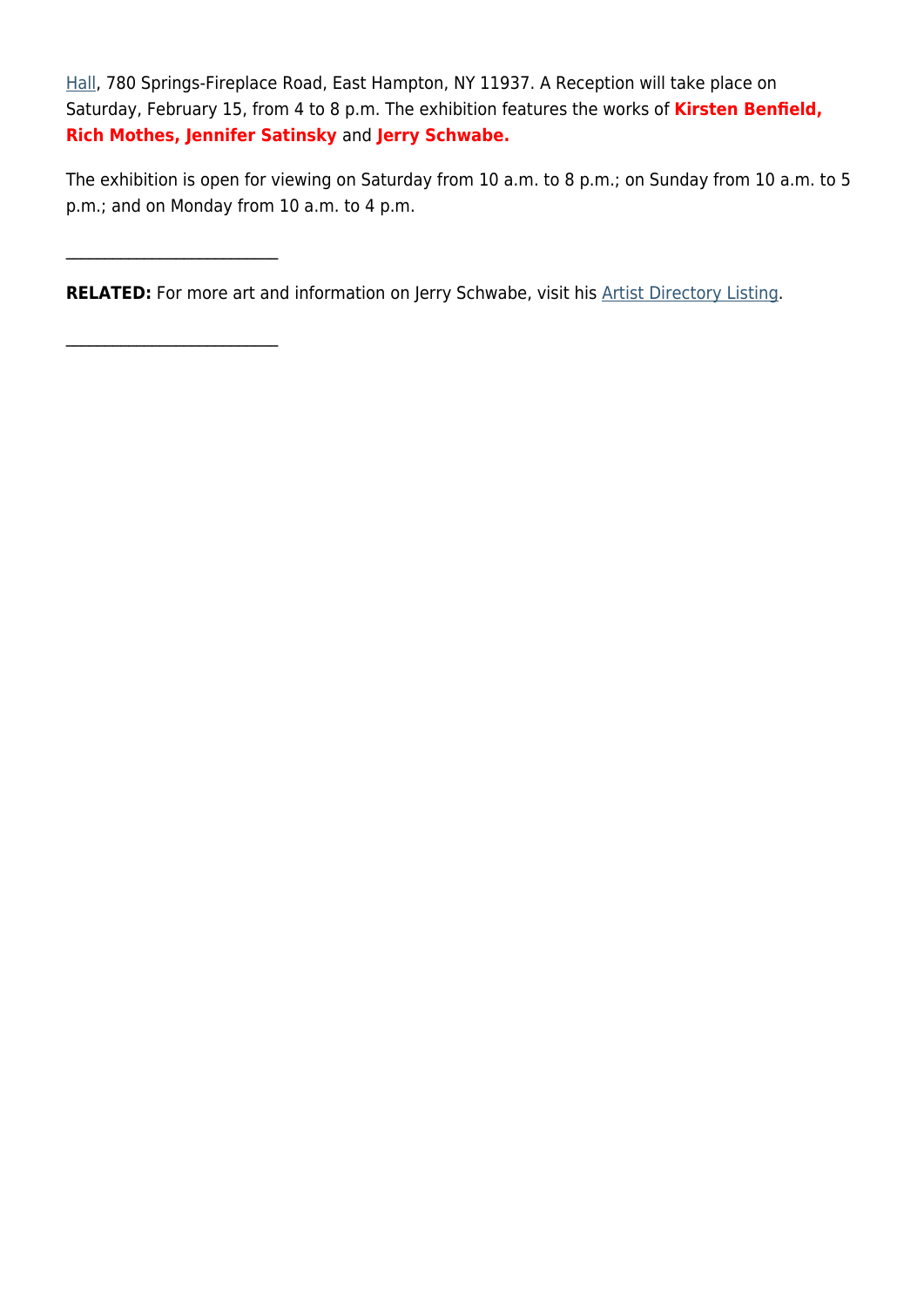Hall, 780 Springs-Fireplace Road, East Hampton, NY 11937. A Reception will take place on Saturday, February 15, from 4 to 8 p.m. The exhibition features the works of **Kirsten Benfield, Rich Mothes, Jennifer Satinsky** and **Jerry Schwabe.**

The exhibition is open for viewing on Saturday from 10 a.m. to 8 p.m.; on Sunday from 10 a.m. to 5 p.m.; and on Monday from 10 a.m. to 4 p.m.

_________________________

**RELATED:** For more art and information on Jerry Schwabe, visit his Artist Directory Listing.

_________________________